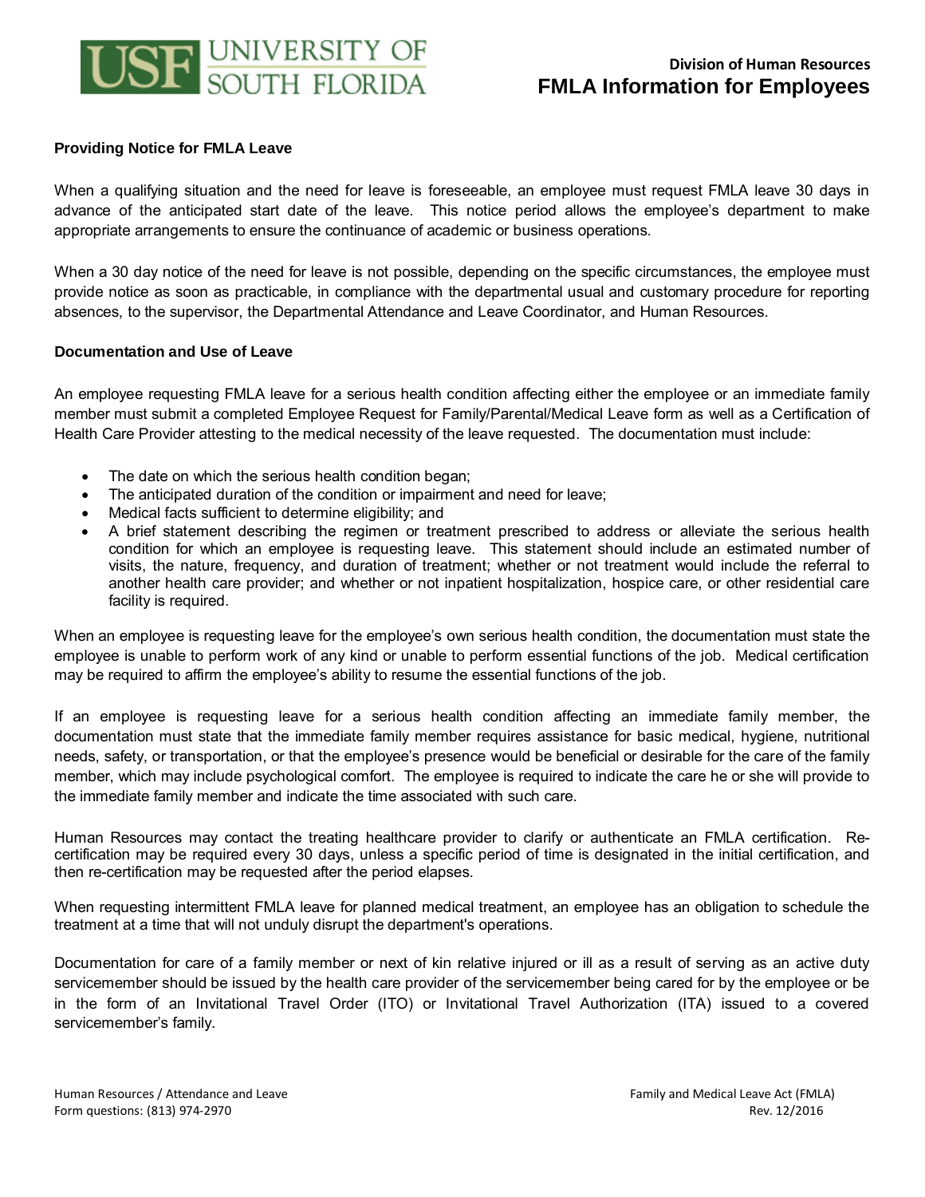UNIVERSITY OF SOUTH FLORIDA

Division of Human Resources

# FMLA Information for Employees

**Providing Notice for FMLA Leave**

When a qualifying situation and the need for leave is foreseeable, an employee must request FMLA leave 30 days in advance of the anticipated start date of the leave. This notice period allows the employee's department to make appropriate arrangements to ensure the continuance of academic or business operations.

When a 30 day notice of the need for leave is not possible, depending on the specific circumstances, the employee must provide notice as soon as practicable, in compliance with the departmental usual and customary procedure for reporting absences, to the supervisor, the Departmental Attendance and Leave Coordinator, and Human Resources.

**Documentation and Use of Leave**

An employee requesting FMLA leave for a serious health condition affecting either the employee or an immediate family member must submit a completed Employee Request for Family/Parental/Medical Leave form as well as a Certification of Health Care Provider attesting to the medical necessity of the leave requested. The documentation must include:

- The date on which the serious health condition began;
- The anticipated duration of the condition or impairment and need for leave;
- Medical facts sufficient to determine eligibility; and
- A brief statement describing the regimen or treatment prescribed to address or alleviate the serious health condition for which an employee is requesting leave. This statement should include an estimated number of visits, the nature, frequency, and duration of treatment; whether or not treatment would include the referral to another health care provider; and whether or not inpatient hospitalization, hospice care, or other residential care facility is required.

When an employee is requesting leave for the employee's own serious health condition, the documentation must state the employee is unable to perform work of any kind or unable to perform essential functions of the job. Medical certification may be required to affirm the employee's ability to resume the essential functions of the job.

If an employee is requesting leave for a serious health condition affecting an immediate family member, the documentation must state that the immediate family member requires assistance for basic medical, hygiene, nutritional needs, safety, or transportation, or that the employee's presence would be beneficial or desirable for the care of the family member, which may include psychological comfort. The employee is required to indicate the care he or she will provide to the immediate family member and indicate the time associated with such care.

Human Resources may contact the treating healthcare provider to clarify or authenticate an FMLA certification. Re-certification may be required every 30 days, unless a specific period of time is designated in the initial certification, and then re-certification may be requested after the period elapses.

When requesting intermittent FMLA leave for planned medical treatment, an employee has an obligation to schedule the treatment at a time that will not unduly disrupt the department's operations.

Documentation for care of a family member or next of kin relative injured or ill as a result of serving as an active duty servicemember should be issued by the health care provider of the servicemember being cared for by the employee or be in the form of an Invitational Travel Order (ITO) or Invitational Travel Authorization (ITA) issued to a covered servicemember's family.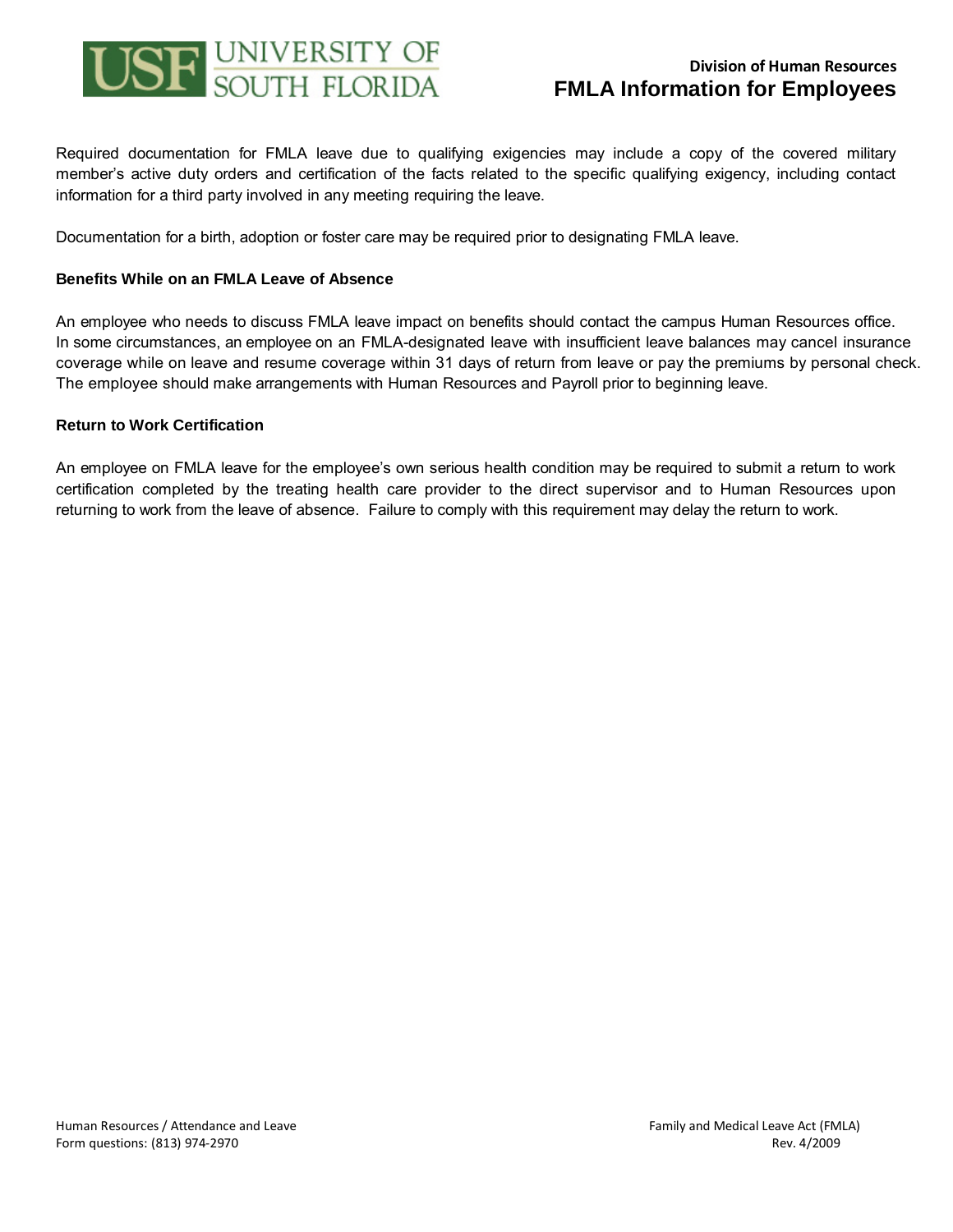Required documentation for FMLA leave due to qualifying exigencies may include a copy of the covered military member's active duty orders and certification of the facts related to the specific qualifying exigency, including contact information for a third party involved in any meeting requiring the leave.

Documentation for a birth, adoption or foster care may be required prior to designating FMLA leave.

**Benefits While on an FMLA Leave of Absence**

An employee who needs to discuss FMLA leave impact on benefits should contact the campus Human Resources office. In some circumstances, an employee on an FMLA-designated leave with insufficient leave balances may cancel insurance coverage while on leave and resume coverage within 31 days of return from leave or pay the premiums by personal check. The employee should make arrangements with Human Resources and Payroll prior to beginning leave.

**Return to Work Certification**

An employee on FMLA leave for the employee's own serious health condition may be required to submit a return to work certification completed by the treating health care provider to the direct supervisor and to Human Resources upon returning to work from the leave of absence. Failure to comply with this requirement may delay the return to work.